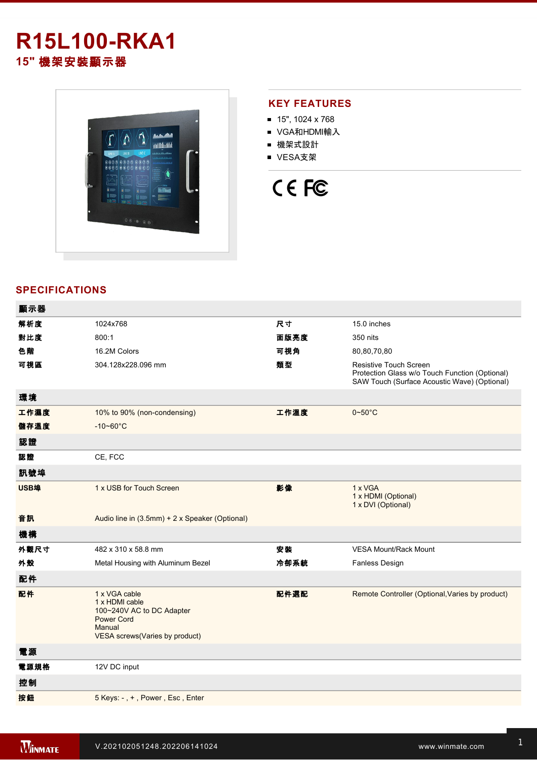# R15L100-RKA1

## 15" 機架安裝顯示器

## KEY FEATURES

- 15", 1024 x 768
- VGA和HDMI輸入
- 機架式設計
- VESA支架

## SPECIFICATIONS

| **顯示器** | | | |
|---|---|---|---|
| **解析度** | 1024x768 | **尺寸** | 15.0 inches |
| **對比度** | 800:1 | **面版亮度** | 350 nits |
| **色階** | 16.2M Colors | **可視角** | 80,80,70,80 |
| **可視區** | 304.128x228.096 mm | **類型** | Resistive Touch Screen<br>Protection Glass w/o Touch Function (Optional)<br>SAW Touch (Surface Acoustic Wave) (Optional) |
| **環境** | | | |
| **工作濕度** | 10% to 90% (non-condensing) | **工作溫度** | 0~50°C |
| **儲存溫度** | -10~60°C | | |
| **認證** | | | |
| **認證** | CE, FCC | | |
| **訊號埠** | | | |
| **USB埠** | 1 x USB for Touch Screen | **影像** | 1 x VGA<br>1 x HDMI (Optional)<br>1 x DVI (Optional) |
| **音訊** | Audio line in (3.5mm) + 2 x Speaker (Optional) | | |
| **機構** | | | |
| **外觀尺寸** | 482 x 310 x 58.8 mm | **安裝** | VESA Mount/Rack Mount |
| **外殼** | Metal Housing with Aluminum Bezel | **冷卻系統** | Fanless Design |
| **配件** | | | |
| **配件** | 1 x VGA cable<br>1 x HDMI cable<br>100~240V AC to DC Adapter<br>Power Cord<br>Manual<br>VESA screws(Varies by product) | **配件選配** | Remote Controller (Optional,Varies by product) |
| **電源** | | | |
| **電源規格** | 12V DC input | | |
| **控制** | | | |
| **按鈕** | 5 Keys: - , + , Power , Esc , Enter | | |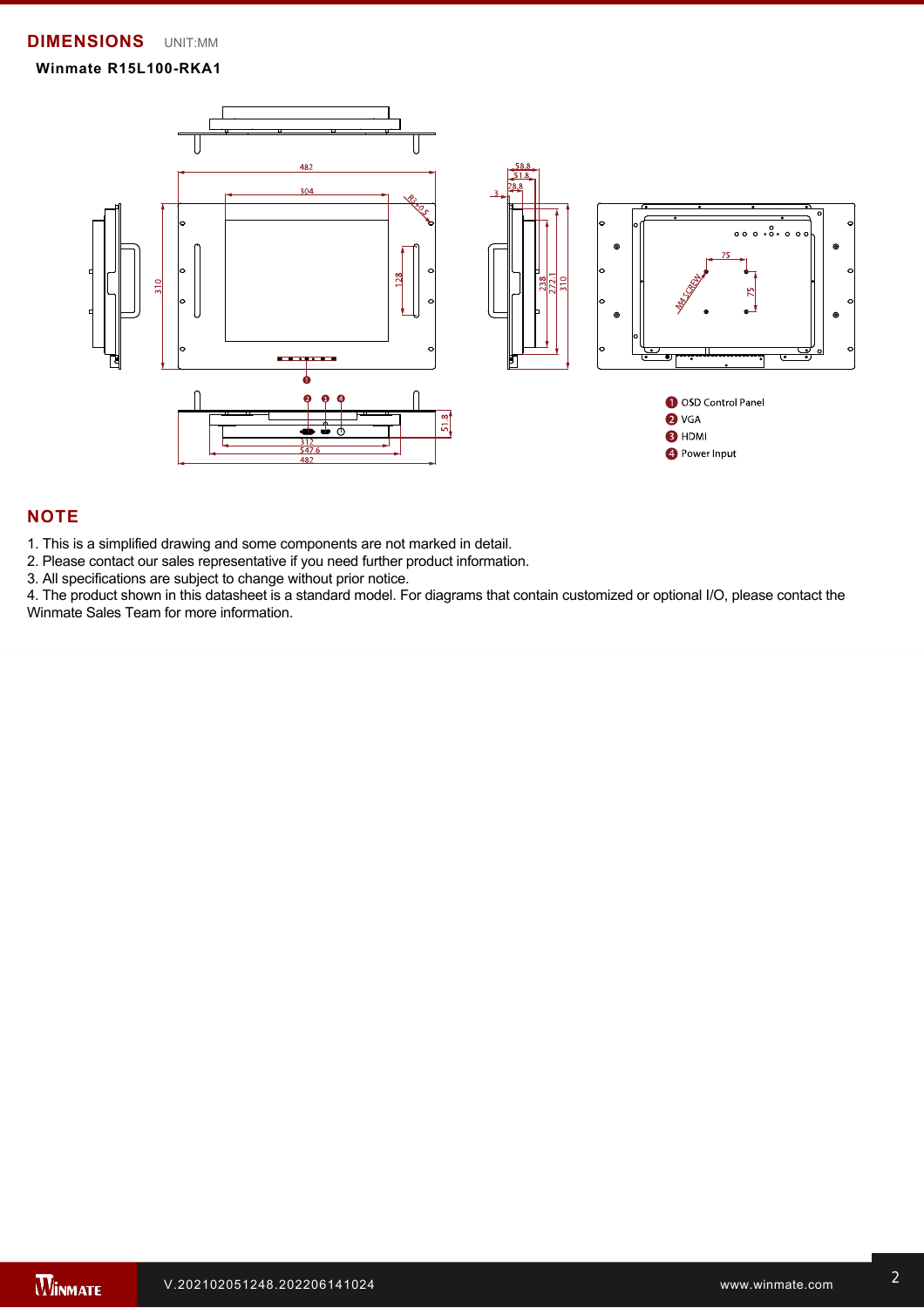## DIMENSIONS UNIT:MM

**Winmate R15L100-RKA1**

482
304
R3+0.5
310
128
58.8
51.8
28.8
3
238
272.1
310
75
75
M4 SCREW
312
547.6
482
51.8

1 OSD Control Panel
2 VGA
3 HDMI
4 Power Input

## NOTE

1. This is a simplified drawing and some components are not marked in detail.
2. Please contact our sales representative if you need further product information.
3. All specifications are subject to change without prior notice.
4. The product shown in this datasheet is a standard model. For diagrams that contain customized or optional I/O, please contact the Winmate Sales Team for more information.